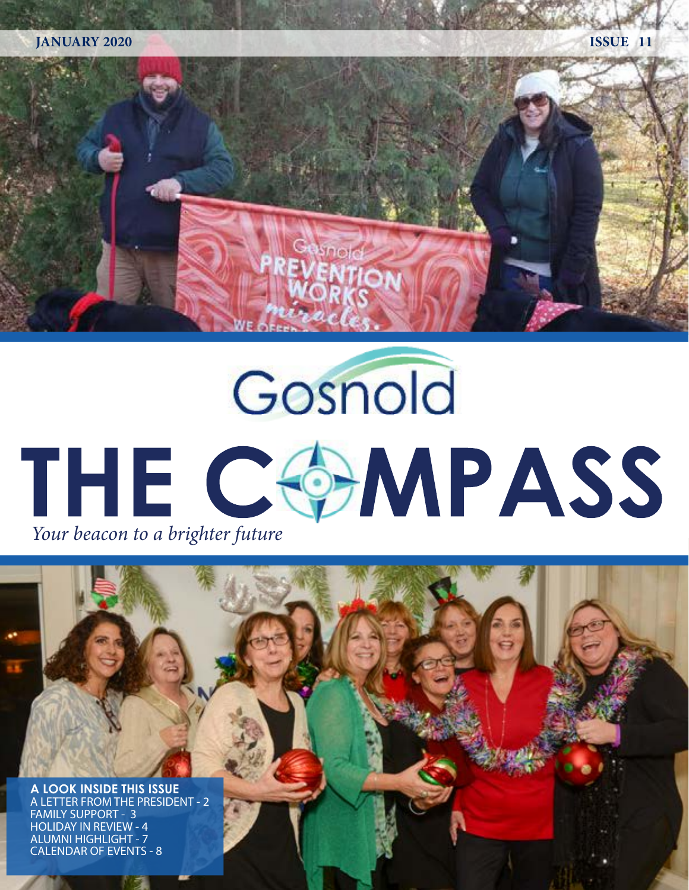JANUARY 2020

ISSUE 11

# Gosnold

# THE COMPASS

*Your beacon to a brighter future*

**A LOOK INSIDE THIS ISSUE**

A LETTER FROM THE PRESIDENT - 2
FAMILY SUPPORT - 3
HOLIDAY IN REVIEW - 4
ALUMNI HIGHLIGHT - 7
CALENDAR OF EVENTS - 8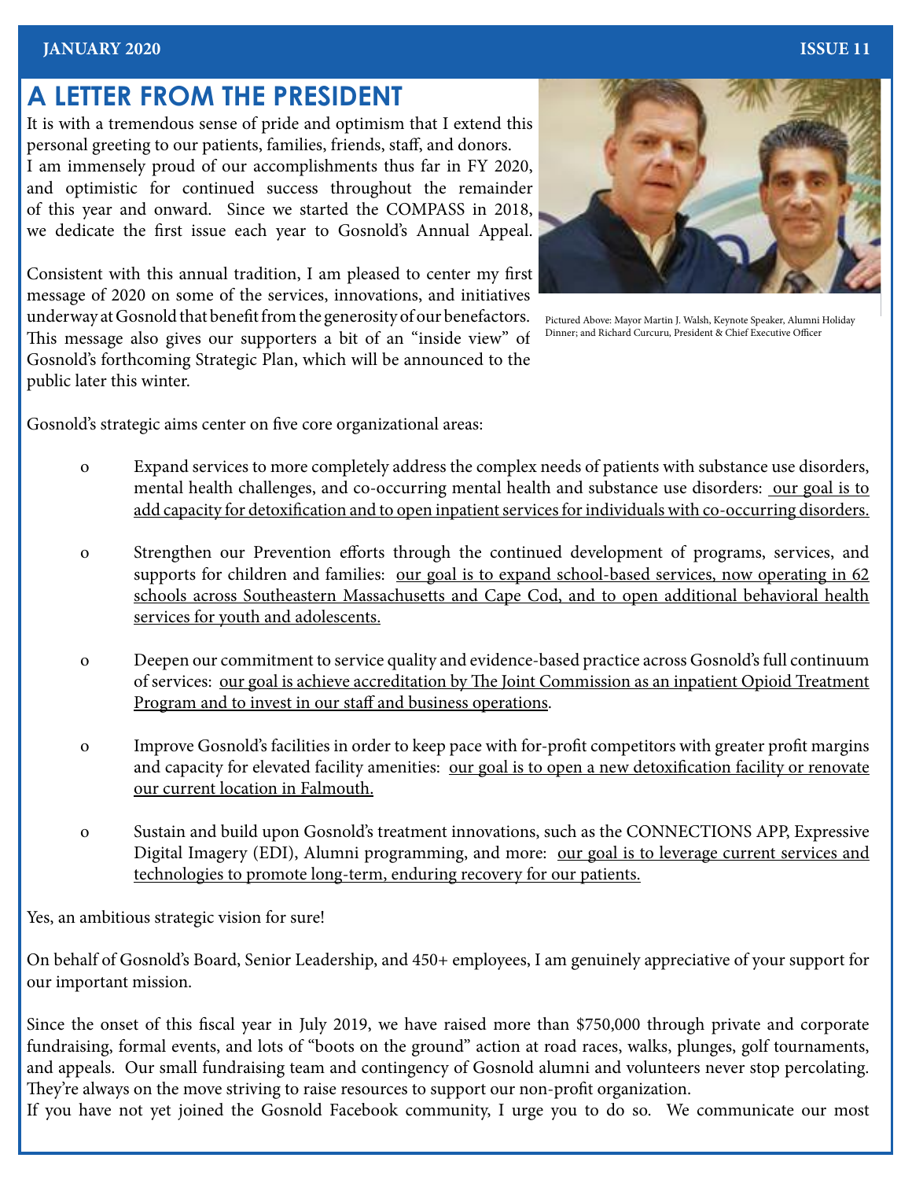# A LETTER FROM THE PRESIDENT

It is with a tremendous sense of pride and optimism that I extend this personal greeting to our patients, families, friends, staff, and donors.
I am immensely proud of our accomplishments thus far in FY 2020, and optimistic for continued success throughout the remainder of this year and onward. Since we started the COMPASS in 2018, we dedicate the first issue each year to Gosnold's Annual Appeal.

Consistent with this annual tradition, I am pleased to center my first message of 2020 on some of the services, innovations, and initiatives underway at Gosnold that benefit from the generosity of our benefactors. This message also gives our supporters a bit of an "inside view" of Gosnold's forthcoming Strategic Plan, which will be announced to the public later this winter.

Pictured Above: Mayor Martin J. Walsh, Keynote Speaker, Alumni Holiday Dinner; and Richard Curcuru, President & Chief Executive Officer

Gosnold's strategic aims center on five core organizational areas:

- Expand services to more completely address the complex needs of patients with substance use disorders, mental health challenges, and co-occurring mental health and substance use disorders: <u>our goal is to add capacity for detoxification and to open inpatient services for individuals with co-occurring disorders.</u>

- Strengthen our Prevention efforts through the continued development of programs, services, and supports for children and families: <u>our goal is to expand school-based services, now operating in 62 schools across Southeastern Massachusetts and Cape Cod, and to open additional behavioral health services for youth and adolescents.</u>

- Deepen our commitment to service quality and evidence-based practice across Gosnold's full continuum of services: <u>our goal is achieve accreditation by The Joint Commission as an inpatient Opioid Treatment Program and to invest in our staff and business operations</u>.

- Improve Gosnold's facilities in order to keep pace with for-profit competitors with greater profit margins and capacity for elevated facility amenities: <u>our goal is to open a new detoxification facility or renovate our current location in Falmouth.</u>

- Sustain and build upon Gosnold's treatment innovations, such as the CONNECTIONS APP, Expressive Digital Imagery (EDI), Alumni programming, and more: <u>our goal is to leverage current services and technologies to promote long-term, enduring recovery for our patients.</u>

Yes, an ambitious strategic vision for sure!

On behalf of Gosnold's Board, Senior Leadership, and 450+ employees, I am genuinely appreciative of your support for our important mission.

Since the onset of this fiscal year in July 2019, we have raised more than $750,000 through private and corporate fundraising, formal events, and lots of "boots on the ground" action at road races, walks, plunges, golf tournaments, and appeals. Our small fundraising team and contingency of Gosnold alumni and volunteers never stop percolating. They're always on the move striving to raise resources to support our non-profit organization.
If you have not yet joined the Gosnold Facebook community, I urge you to do so. We communicate our most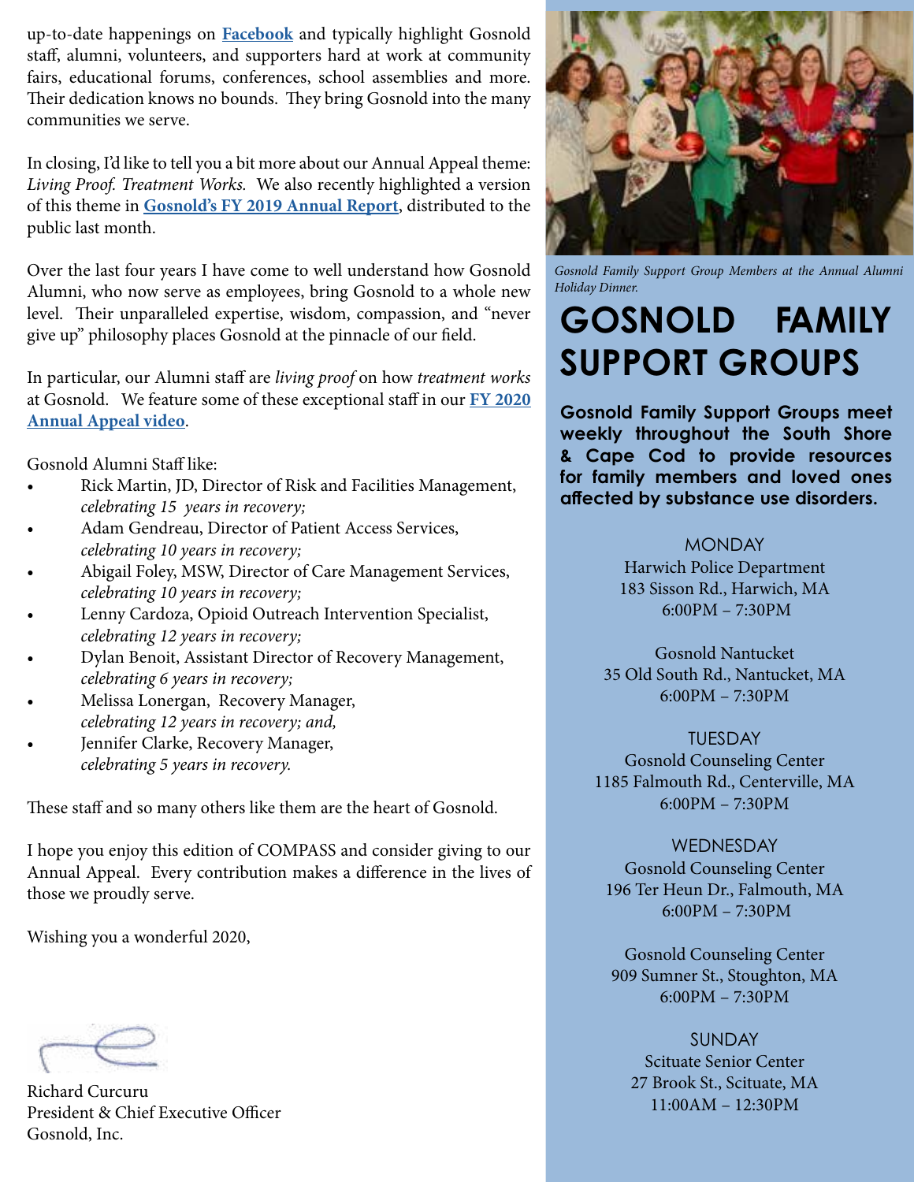up-to-date happenings on **[Facebook]** and typically highlight Gosnold staff, alumni, volunteers, and supporters hard at work at community fairs, educational forums, conferences, school assemblies and more. Their dedication knows no bounds. They bring Gosnold into the many communities we serve.

In closing, I'd like to tell you a bit more about our Annual Appeal theme: *Living Proof. Treatment Works.* We also recently highlighted a version of this theme in **Gosnold's FY 2019 Annual Report**, distributed to the public last month.

Over the last four years I have come to well understand how Gosnold Alumni, who now serve as employees, bring Gosnold to a whole new level. Their unparalleled expertise, wisdom, compassion, and "never give up" philosophy places Gosnold at the pinnacle of our field.

In particular, our Alumni staff are *living proof* on how *treatment works* at Gosnold. We feature some of these exceptional staff in our **FY 2020 Annual Appeal video**.

Gosnold Alumni Staff like:

- Rick Martin, JD, Director of Risk and Facilities Management, *celebrating 15 years in recovery;*
- Adam Gendreau, Director of Patient Access Services, *celebrating 10 years in recovery;*
- Abigail Foley, MSW, Director of Care Management Services, *celebrating 10 years in recovery;*
- Lenny Cardoza, Opioid Outreach Intervention Specialist, *celebrating 12 years in recovery;*
- Dylan Benoit, Assistant Director of Recovery Management, *celebrating 6 years in recovery;*
- Melissa Lonergan, Recovery Manager, *celebrating 12 years in recovery; and,*
- Jennifer Clarke, Recovery Manager, *celebrating 5 years in recovery.*

These staff and so many others like them are the heart of Gosnold.

I hope you enjoy this edition of COMPASS and consider giving to our Annual Appeal. Every contribution makes a difference in the lives of those we proudly serve.

Wishing you a wonderful 2020,

Richard Curcuru
President & Chief Executive Officer
Gosnold, Inc.

*Gosnold Family Support Group Members at the Annual Alumni Holiday Dinner.*

# GOSNOLD FAMILY SUPPORT GROUPS

**Gosnold Family Support Groups meet weekly throughout the South Shore & Cape Cod to provide resources for family members and loved ones affected by substance use disorders.**

MONDAY
Harwich Police Department
183 Sisson Rd., Harwich, MA
6:00PM – 7:30PM

Gosnold Nantucket
35 Old South Rd., Nantucket, MA
6:00PM – 7:30PM

TUESDAY
Gosnold Counseling Center
1185 Falmouth Rd., Centerville, MA
6:00PM – 7:30PM

WEDNESDAY
Gosnold Counseling Center
196 Ter Heun Dr., Falmouth, MA
6:00PM – 7:30PM

Gosnold Counseling Center
909 Sumner St., Stoughton, MA
6:00PM – 7:30PM

SUNDAY
Scituate Senior Center
27 Brook St., Scituate, MA
11:00AM – 12:30PM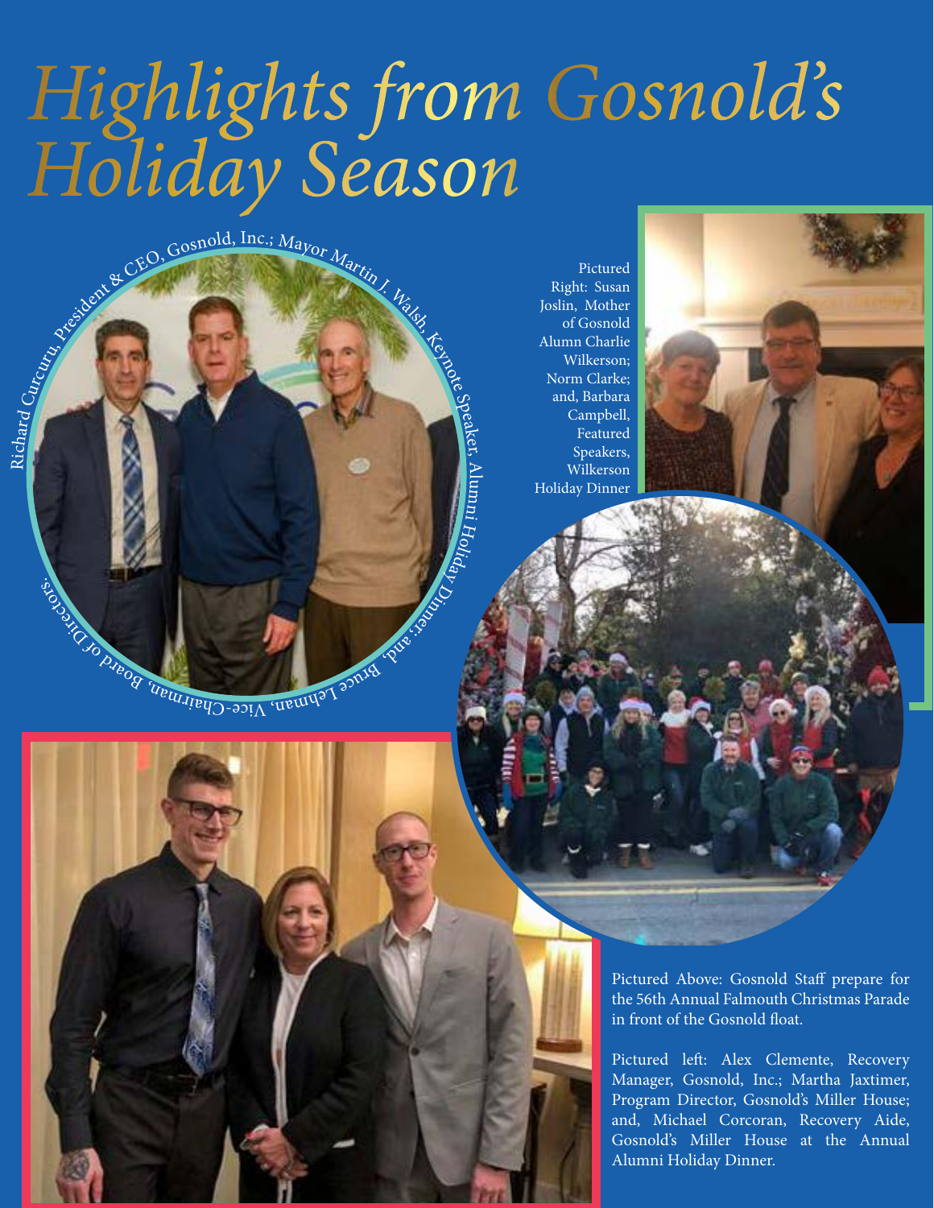# Highlights from Gosnold's Holiday Season

Richard Curcuru, President & CEO, Gosnold, Inc.; Mayor Martin J. Walsh, Keynote Speaker, Alumni Holiday Dinner; and, Bruce Lehman, Vice-Chairman, Board of Directors.

Pictured Right: Susan Joslin, Mother of Gosnold Alumn Charlie Wilkerson; Norm Clarke; and, Barbara Campbell, Featured Speakers, Wilkerson Holiday Dinner

Pictured Above: Gosnold Staff prepare for the 56th Annual Falmouth Christmas Parade in front of the Gosnold float.

Pictured left: Alex Clemente, Recovery Manager, Gosnold, Inc.; Martha Jaxtimer, Program Director, Gosnold's Miller House; and, Michael Corcoran, Recovery Aide, Gosnold's Miller House at the Annual Alumni Holiday Dinner.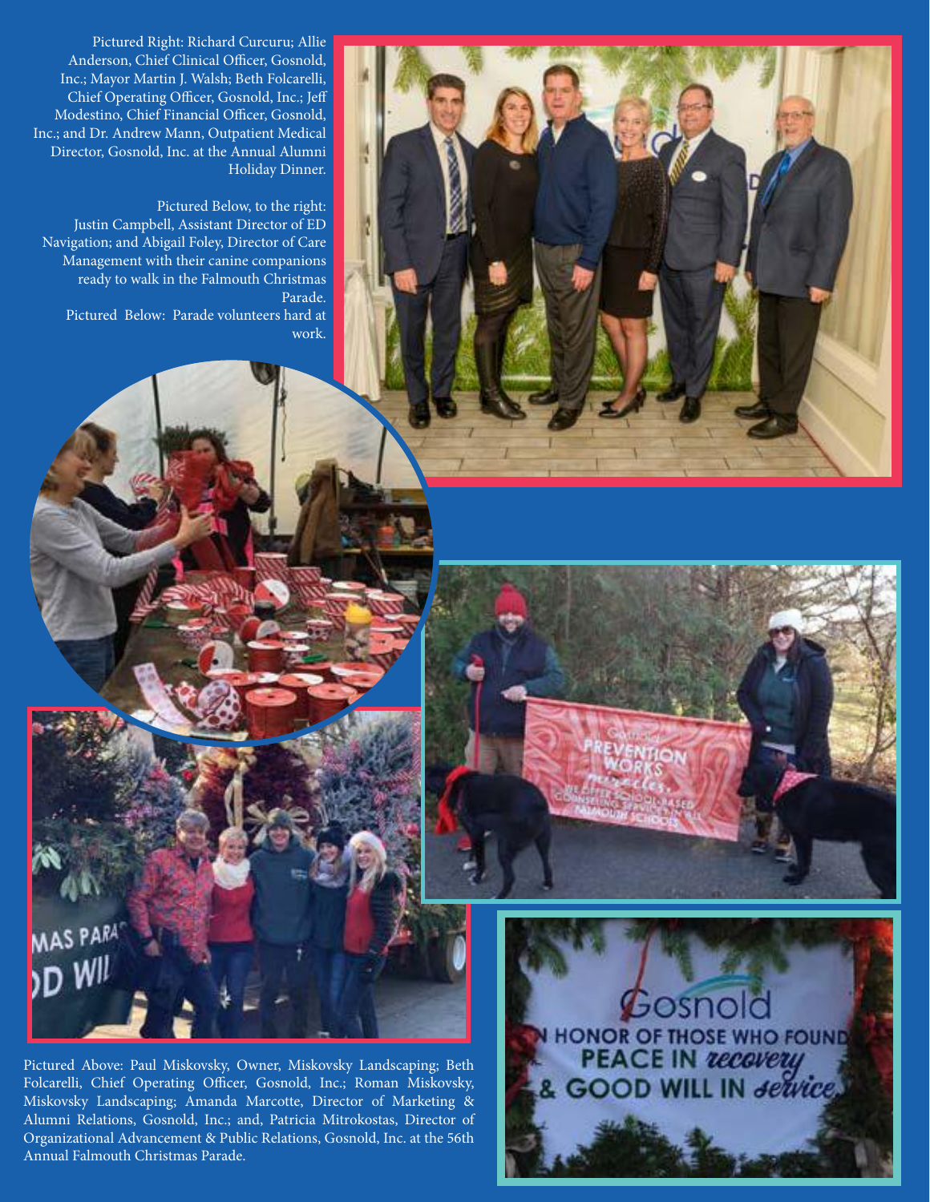Pictured Right: Richard Curcuru; Allie Anderson, Chief Clinical Officer, Gosnold, Inc.; Mayor Martin J. Walsh; Beth Folcarelli, Chief Operating Officer, Gosnold, Inc.; Jeff Modestino, Chief Financial Officer, Gosnold, Inc.; and Dr. Andrew Mann, Outpatient Medical Director, Gosnold, Inc. at the Annual Alumni Holiday Dinner.

Pictured Below, to the right: Justin Campbell, Assistant Director of ED Navigation; and Abigail Foley, Director of Care Management with their canine companions ready to walk in the Falmouth Christmas Parade.

Pictured Below: Parade volunteers hard at work.

Pictured Above: Paul Miskovsky, Owner, Miskovsky Landscaping; Beth Folcarelli, Chief Operating Officer, Gosnold, Inc.; Roman Miskovsky, Miskovsky Landscaping; Amanda Marcotte, Director of Marketing & Alumni Relations, Gosnold, Inc.; and, Patricia Mitrokostas, Director of Organizational Advancement & Public Relations, Gosnold, Inc. at the 56th Annual Falmouth Christmas Parade.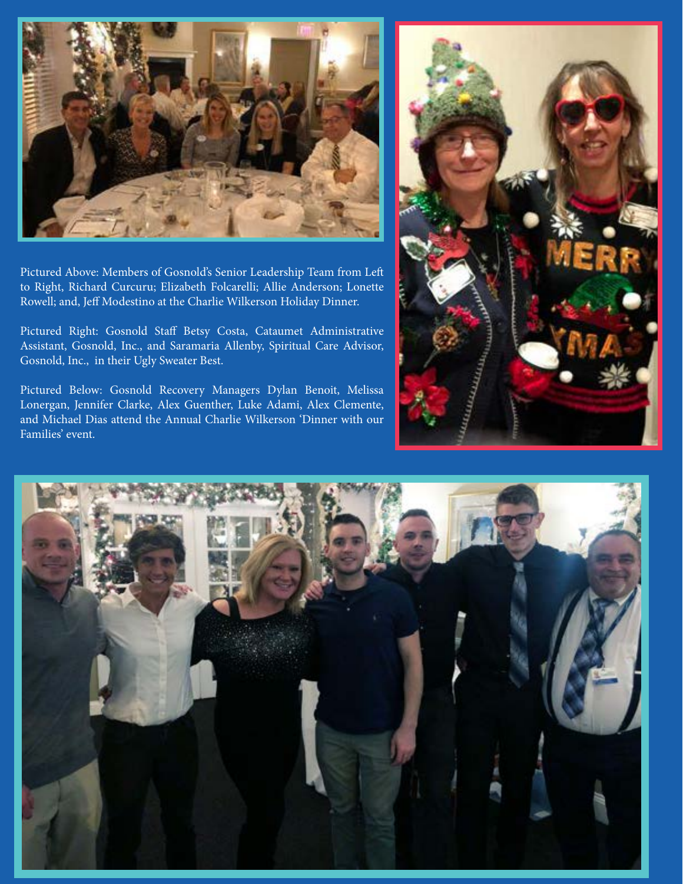Pictured Above: Members of Gosnold's Senior Leadership Team from Left to Right, Richard Curcuru; Elizabeth Folcarelli; Allie Anderson; Lonette Rowell; and, Jeff Modestino at the Charlie Wilkerson Holiday Dinner.

Pictured Right: Gosnold Staff Betsy Costa, Cataumet Administrative Assistant, Gosnold, Inc., and Saramaria Allenby, Spiritual Care Advisor, Gosnold, Inc., in their Ugly Sweater Best.

Pictured Below: Gosnold Recovery Managers Dylan Benoit, Melissa Lonergan, Jennifer Clarke, Alex Guenther, Luke Adami, Alex Clemente, and Michael Dias attend the Annual Charlie Wilkerson 'Dinner with our Families' event.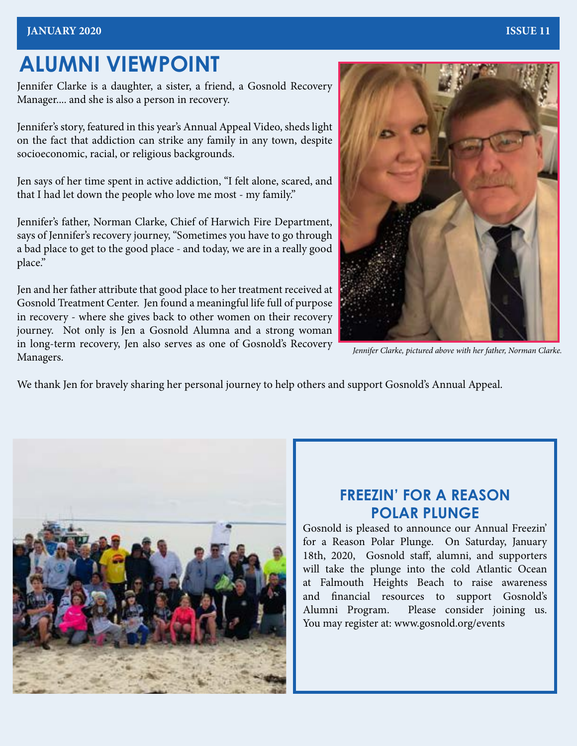# ALUMNI VIEWPOINT

Jennifer Clarke is a daughter, a sister, a friend, a Gosnold Recovery Manager.... and she is also a person in recovery.

Jennifer's story, featured in this year's Annual Appeal Video, sheds light on the fact that addiction can strike any family in any town, despite socioeconomic, racial, or religious backgrounds.

Jen says of her time spent in active addiction, "I felt alone, scared, and that I had let down the people who love me most - my family."

Jennifer's father, Norman Clarke, Chief of Harwich Fire Department, says of Jennifer's recovery journey, "Sometimes you have to go through a bad place to get to the good place - and today, we are in a really good place."

Jen and her father attribute that good place to her treatment received at Gosnold Treatment Center. Jen found a meaningful life full of purpose in recovery - where she gives back to other women on their recovery journey. Not only is Jen a Gosnold Alumna and a strong woman in long-term recovery, Jen also serves as one of Gosnold's Recovery Managers.

*Jennifer Clarke, pictured above with her father, Norman Clarke.*

We thank Jen for bravely sharing her personal journey to help others and support Gosnold's Annual Appeal.

## FREEZIN' FOR A REASON POLAR PLUNGE

Gosnold is pleased to announce our Annual Freezin' for a Reason Polar Plunge. On Saturday, January 18th, 2020, Gosnold staff, alumni, and supporters will take the plunge into the cold Atlantic Ocean at Falmouth Heights Beach to raise awareness and financial resources to support Gosnold's Alumni Program. Please consider joining us. You may register at: www.gosnold.org/events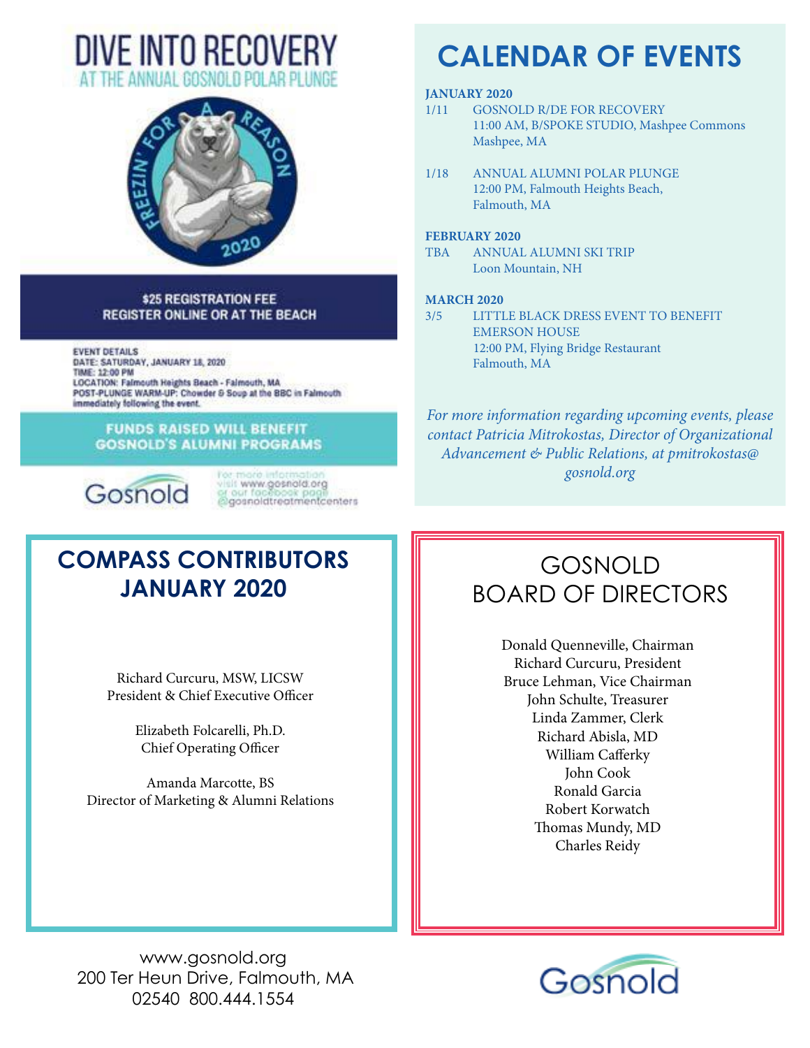# DIVE INTO RECOVERY

AT THE ANNUAL GOSNOLD POLAR PLUNGE

FREEZIN' FOR A REASON 2020

**$25 REGISTRATION FEE**
**REGISTER ONLINE OR AT THE BEACH**

EVENT DETAILS
DATE: SATURDAY, JANUARY 18, 2020
TIME: 12:00 PM
LOCATION: Falmouth Heights Beach - Falmouth, MA
POST-PLUNGE WARM-UP: Chowder & Soup at the BBC in Falmouth immediately following the event.

**FUNDS RAISED WILL BENEFIT GOSNOLD'S ALUMNI PROGRAMS**

Gosnold

For more information visit www.gosnold.org or our facebook page @gosnoldtreatmentcenters

# CALENDAR OF EVENTS

**JANUARY 2020**

1/11 GOSNOLD R/DE FOR RECOVERY
11:00 AM, B/SPOKE STUDIO, Mashpee Commons
Mashpee, MA

1/18 ANNUAL ALUMNI POLAR PLUNGE
12:00 PM, Falmouth Heights Beach,
Falmouth, MA

**FEBRUARY 2020**

TBA ANNUAL ALUMNI SKI TRIP
Loon Mountain, NH

**MARCH 2020**

3/5 LITTLE BLACK DRESS EVENT TO BENEFIT EMERSON HOUSE
12:00 PM, Flying Bridge Restaurant
Falmouth, MA

*For more information regarding upcoming events, please contact Patricia Mitrokostas, Director of Organizational Advancement & Public Relations, at pmitrokostas@gosnold.org*

## COMPASS CONTRIBUTORS JANUARY 2020

Richard Curcuru, MSW, LICSW
President & Chief Executive Officer

Elizabeth Folcarelli, Ph.D.
Chief Operating Officer

Amanda Marcotte, BS
Director of Marketing & Alumni Relations

## GOSNOLD BOARD OF DIRECTORS

Donald Quenneville, Chairman
Richard Curcuru, President
Bruce Lehman, Vice Chairman
John Schulte, Treasurer
Linda Zammer, Clerk
Richard Abisla, MD
William Cafferky
John Cook
Ronald Garcia
Robert Korwatch
Thomas Mundy, MD
Charles Reidy

www.gosnold.org
200 Ter Heun Drive, Falmouth, MA
02540 800.444.1554

Gosnold